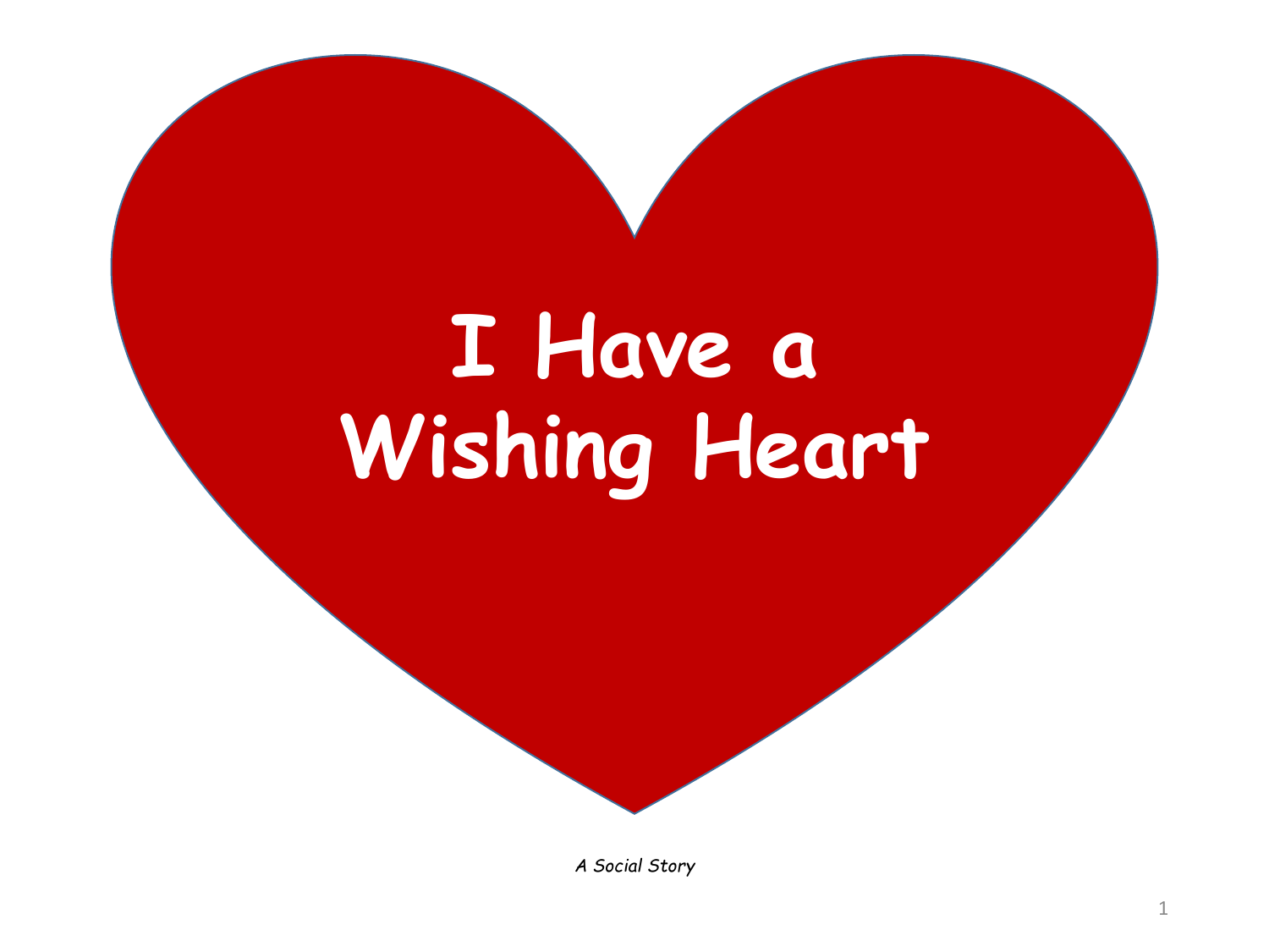# I Have a Wishing Heart

*A Social Story*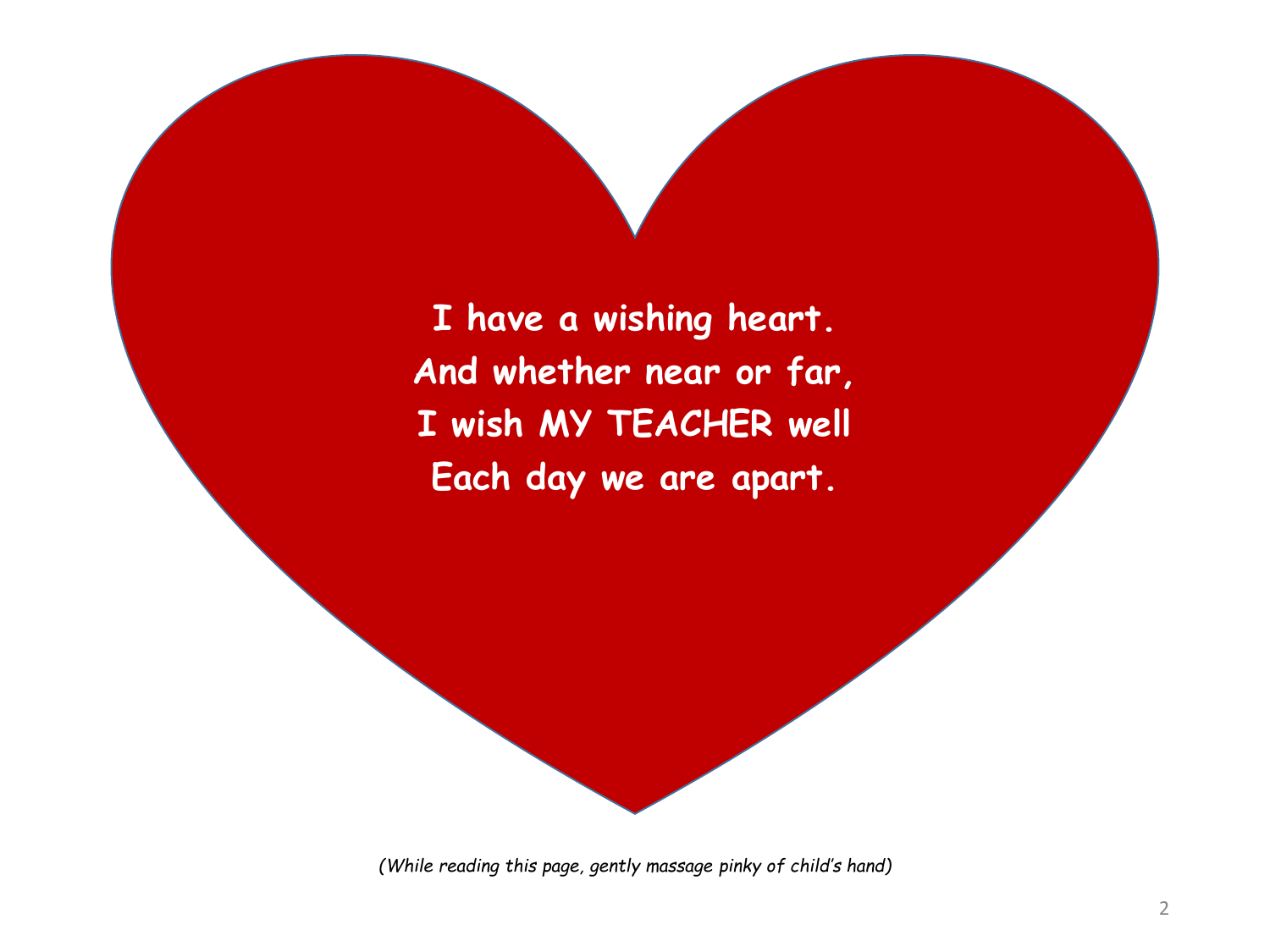**I have a wishing heart.**
**And whether near or far,**
**I wish MY TEACHER well**
**Each day we are apart.**

*(While reading this page, gently massage pinky of child's hand)*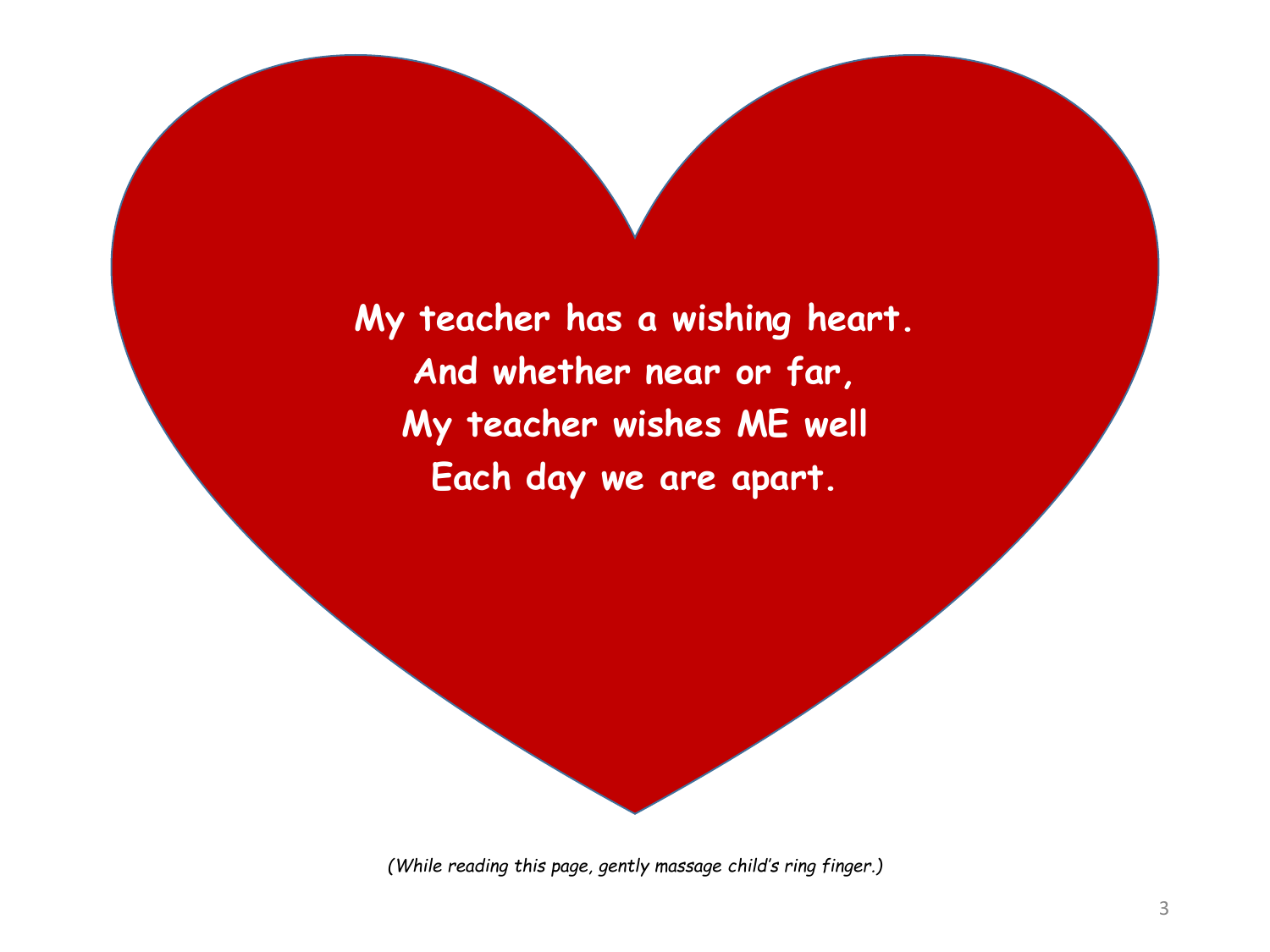**My teacher has a wishing heart.**
**And whether near or far,**
**My teacher wishes ME well**
**Each day we are apart.**

*(While reading this page, gently massage child's ring finger.)*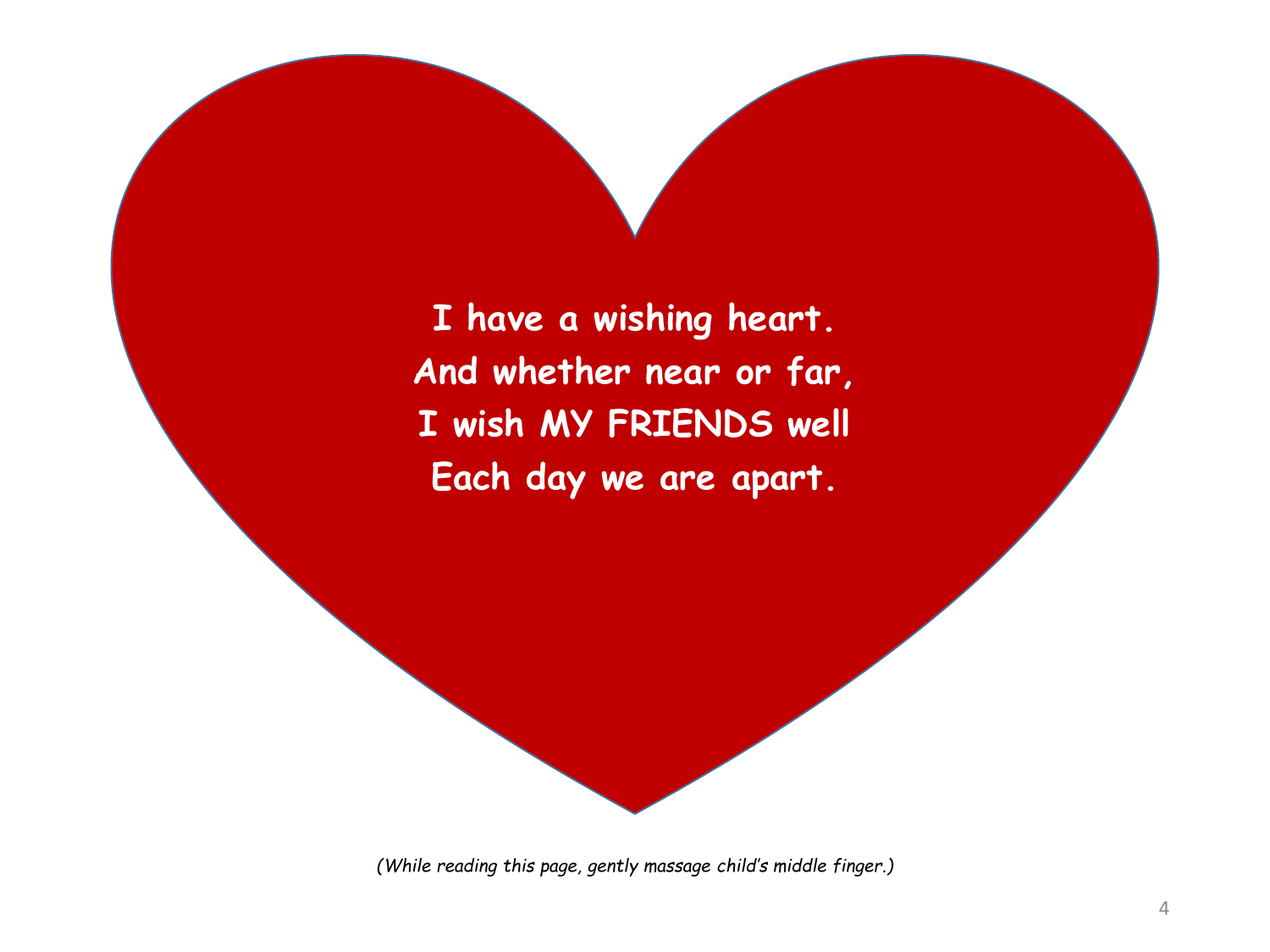**I have a wishing heart.**
**And whether near or far,**
**I wish MY FRIENDS well**
**Each day we are apart.**

*(While reading this page, gently massage child's middle finger.)*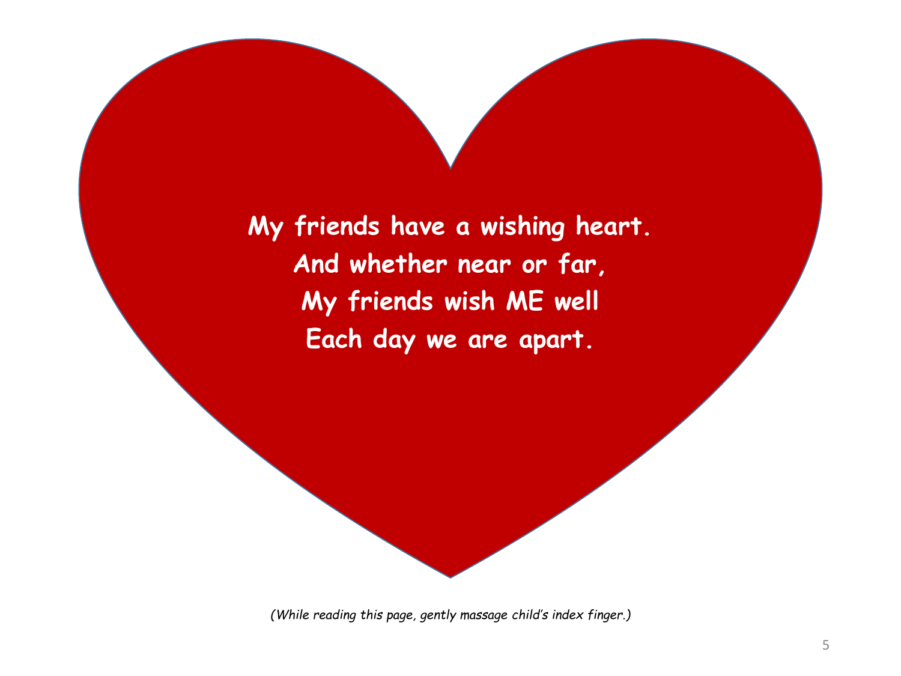**My friends have a wishing heart.**
**And whether near or far,**
**My friends wish ME well**
**Each day we are apart.**

*(While reading this page, gently massage child's index finger.)*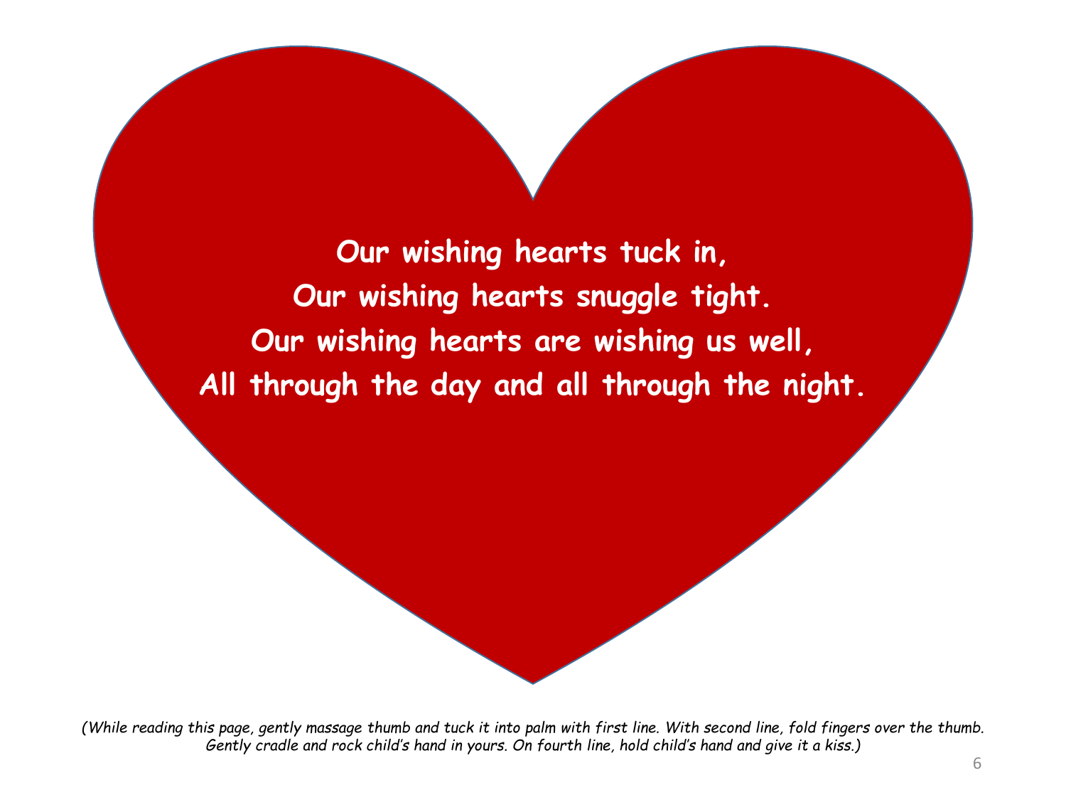**Our wishing hearts tuck in,**
**Our wishing hearts snuggle tight.**
**Our wishing hearts are wishing us well,**
**All through the day and all through the night.**

*(While reading this page, gently massage thumb and tuck it into palm with first line. With second line, fold fingers over the thumb. Gently cradle and rock child's hand in yours. On fourth line, hold child's hand and give it a kiss.)*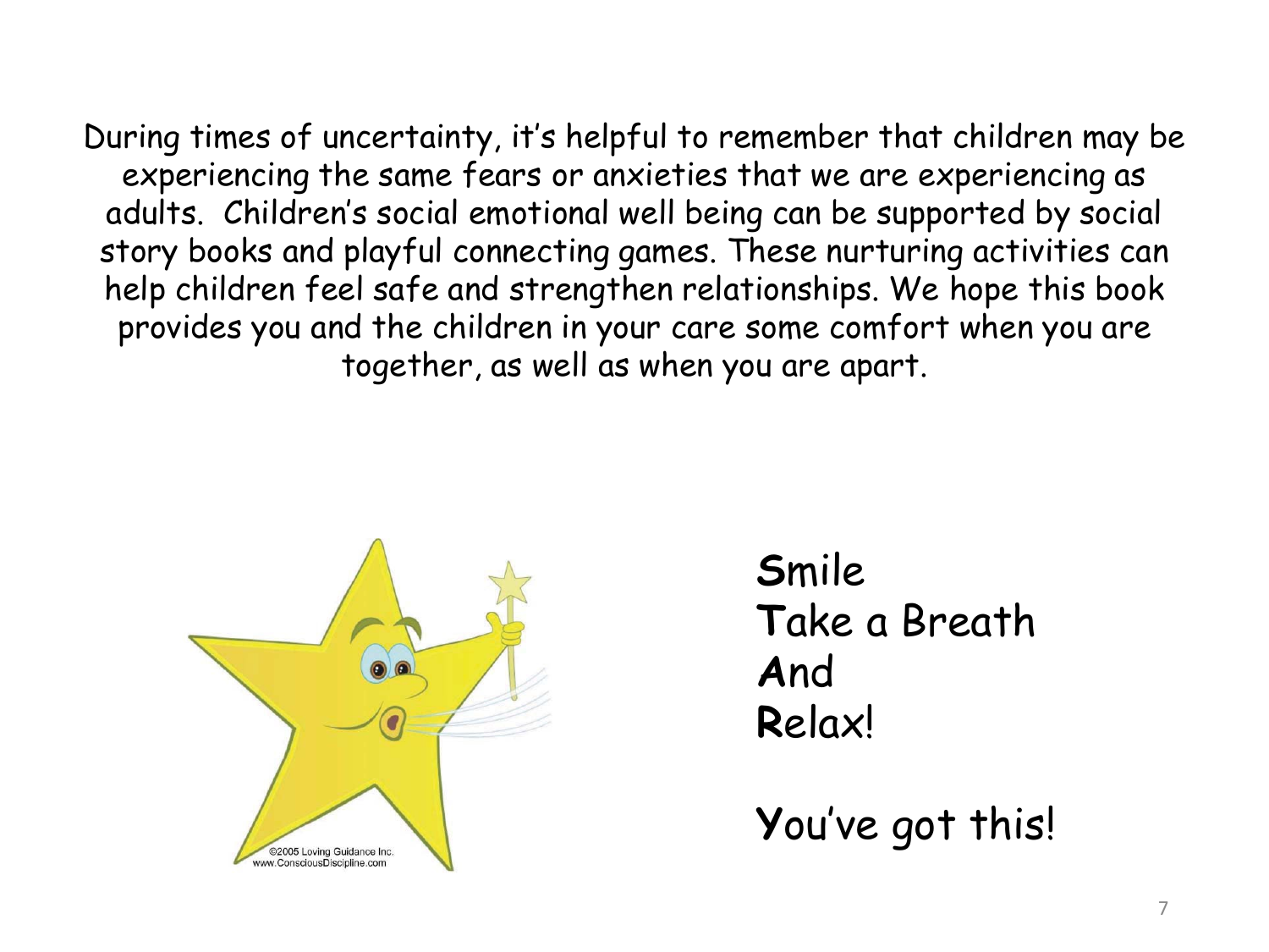During times of uncertainty, it's helpful to remember that children may be experiencing the same fears or anxieties that we are experiencing as adults. Children's social emotional well being can be supported by social story books and playful connecting games. These nurturing activities can help children feel safe and strengthen relationships. We hope this book provides you and the children in your care some comfort when you are together, as well as when you are apart.

©2005 Loving Guidance Inc.
www.ConsciousDiscipline.com

**S**mile
**T**ake a Breath
**A**nd
**R**elax!

**Y**ou've got this!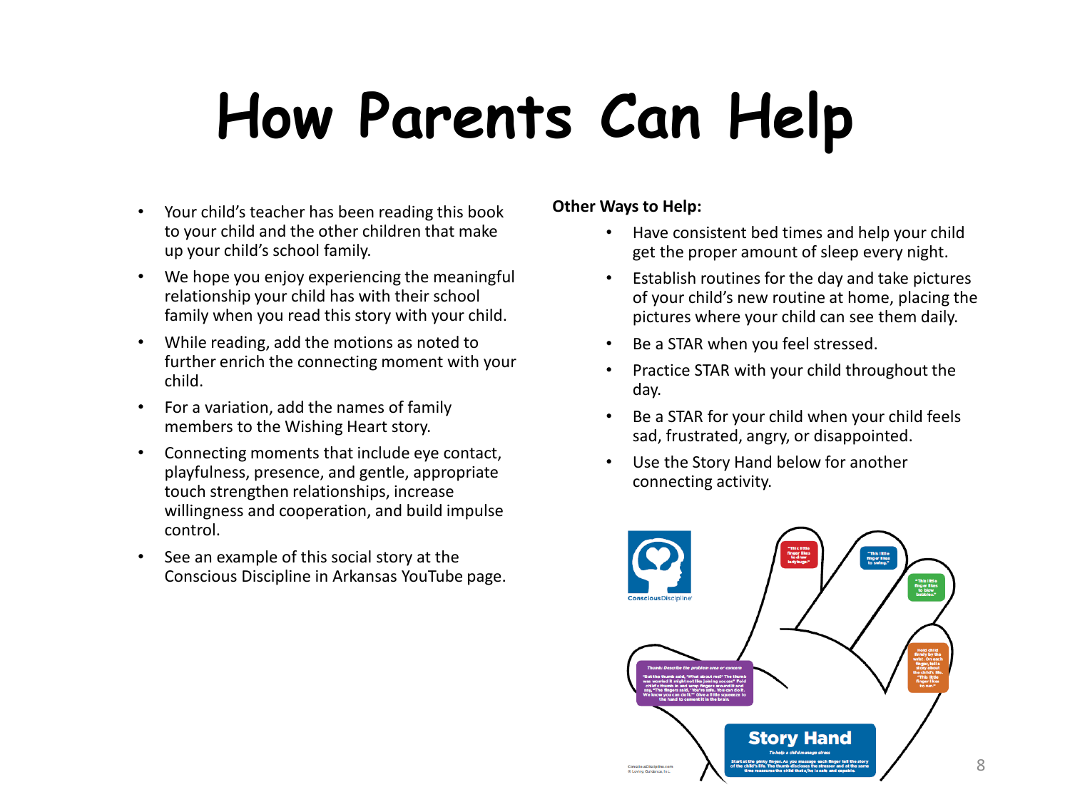# How Parents Can Help

- Your child's teacher has been reading this book to your child and the other children that make up your child's school family.
- We hope you enjoy experiencing the meaningful relationship your child has with their school family when you read this story with your child.
- While reading, add the motions as noted to further enrich the connecting moment with your child.
- For a variation, add the names of family members to the Wishing Heart story.
- Connecting moments that include eye contact, playfulness, presence, and gentle, appropriate touch strengthen relationships, increase willingness and cooperation, and build impulse control.
- See an example of this social story at the Conscious Discipline in Arkansas YouTube page.

**Other Ways to Help:**

- Have consistent bed times and help your child get the proper amount of sleep every night.
- Establish routines for the day and take pictures of your child's new routine at home, placing the pictures where your child can see them daily.
- Be a STAR when you feel stressed.
- Practice STAR with your child throughout the day.
- Be a STAR for your child when your child feels sad, frustrated, angry, or disappointed.
- Use the Story Hand below for another connecting activity.